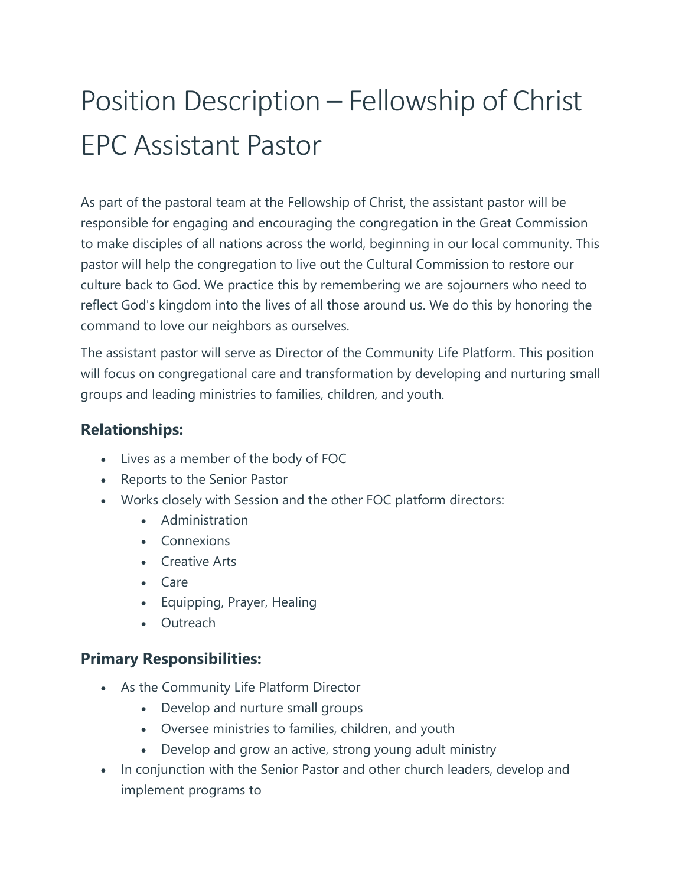# Position Description – Fellowship of Christ EPC Assistant Pastor

As part of the pastoral team at the Fellowship of Christ, the assistant pastor will be responsible for engaging and encouraging the congregation in the Great Commission to make disciples of all nations across the world, beginning in our local community. This pastor will help the congregation to live out the Cultural Commission to restore our culture back to God. We practice this by remembering we are sojourners who need to reflect God's kingdom into the lives of all those around us. We do this by honoring the command to love our neighbors as ourselves.

The assistant pastor will serve as Director of the Community Life Platform. This position will focus on congregational care and transformation by developing and nurturing small groups and leading ministries to families, children, and youth.

### Relationships:

- Lives as a member of the body of FOC
- Reports to the Senior Pastor
- Works closely with Session and the other FOC platform directors:
  - Administration
  - Connexions
  - Creative Arts
  - Care
  - Equipping, Prayer, Healing
  - Outreach

### Primary Responsibilities:

- As the Community Life Platform Director
  - Develop and nurture small groups
  - Oversee ministries to families, children, and youth
  - Develop and grow an active, strong young adult ministry
- In conjunction with the Senior Pastor and other church leaders, develop and implement programs to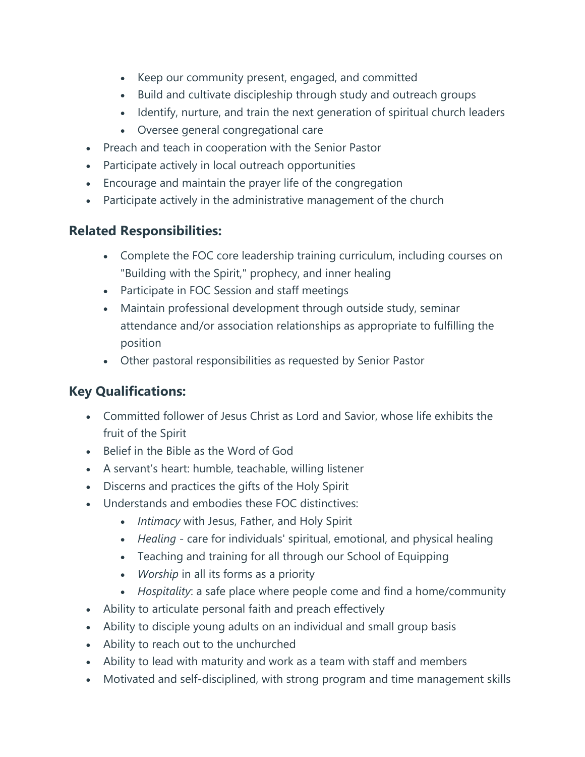- Keep our community present, engaged, and committed
    - Build and cultivate discipleship through study and outreach groups
    - Identify, nurture, and train the next generation of spiritual church leaders
    - Oversee general congregational care
- Preach and teach in cooperation with the Senior Pastor
- Participate actively in local outreach opportunities
- Encourage and maintain the prayer life of the congregation
- Participate actively in the administrative management of the church

## Related Responsibilities:

- Complete the FOC core leadership training curriculum, including courses on "Building with the Spirit," prophecy, and inner healing
- Participate in FOC Session and staff meetings
- Maintain professional development through outside study, seminar attendance and/or association relationships as appropriate to fulfilling the position
- Other pastoral responsibilities as requested by Senior Pastor

## Key Qualifications:

- Committed follower of Jesus Christ as Lord and Savior, whose life exhibits the fruit of the Spirit
- Belief in the Bible as the Word of God
- A servant's heart: humble, teachable, willing listener
- Discerns and practices the gifts of the Holy Spirit
- Understands and embodies these FOC distinctives:
    - *Intimacy* with Jesus, Father, and Holy Spirit
    - *Healing* - care for individuals' spiritual, emotional, and physical healing
    - Teaching and training for all through our School of Equipping
    - *Worship* in all its forms as a priority
    - *Hospitality*: a safe place where people come and find a home/community
- Ability to articulate personal faith and preach effectively
- Ability to disciple young adults on an individual and small group basis
- Ability to reach out to the unchurched
- Ability to lead with maturity and work as a team with staff and members
- Motivated and self-disciplined, with strong program and time management skills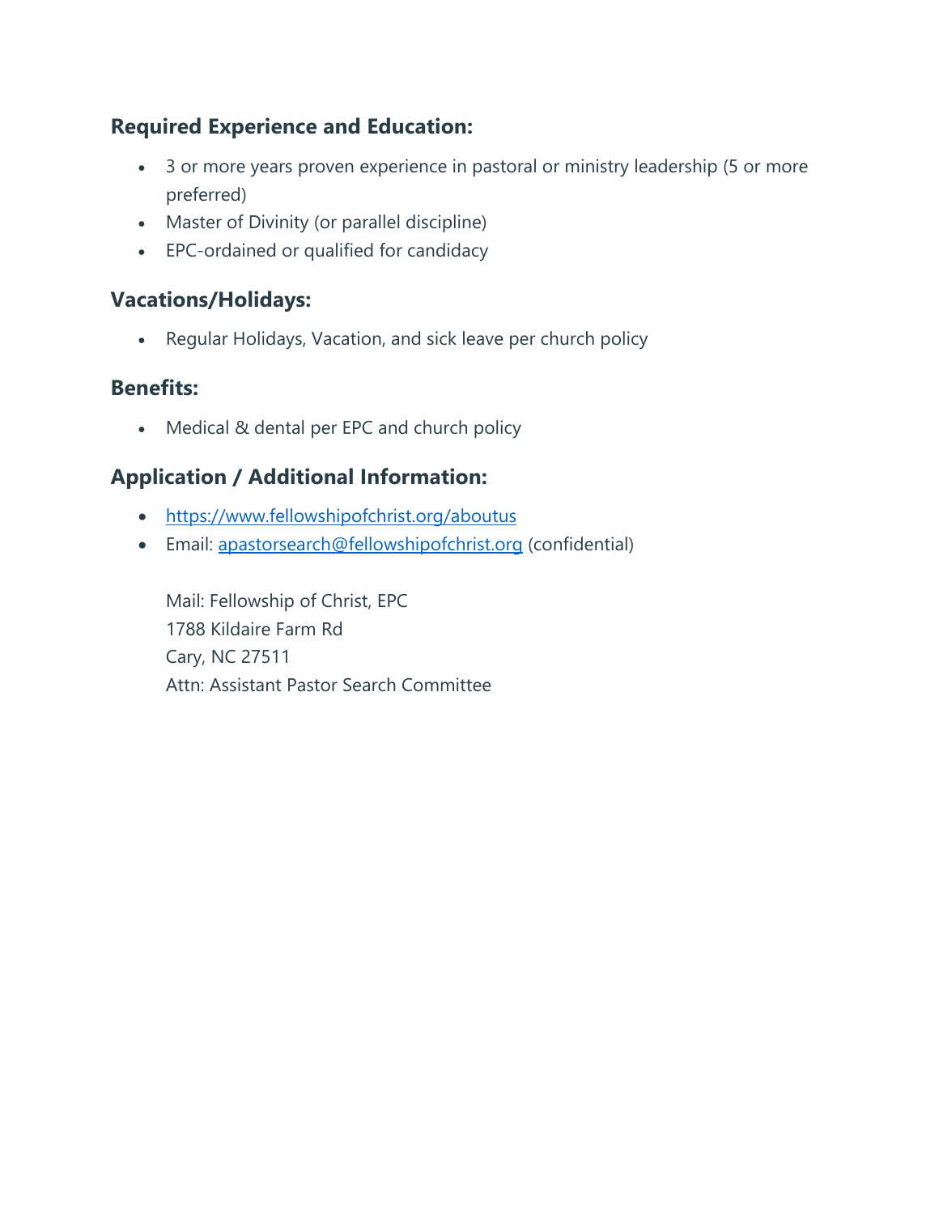## Required Experience and Education:

- 3 or more years proven experience in pastoral or ministry leadership (5 or more preferred)
- Master of Divinity (or parallel discipline)
- EPC-ordained or qualified for candidacy

## Vacations/Holidays:

- Regular Holidays, Vacation, and sick leave per church policy

## Benefits:

- Medical & dental per EPC and church policy

## Application / Additional Information:

- https://www.fellowshipofchrist.org/aboutus
- Email: apastorsearch@fellowshipofchrist.org (confidential)

  Mail: Fellowship of Christ, EPC
  1788 Kildaire Farm Rd
  Cary, NC 27511
  Attn: Assistant Pastor Search Committee